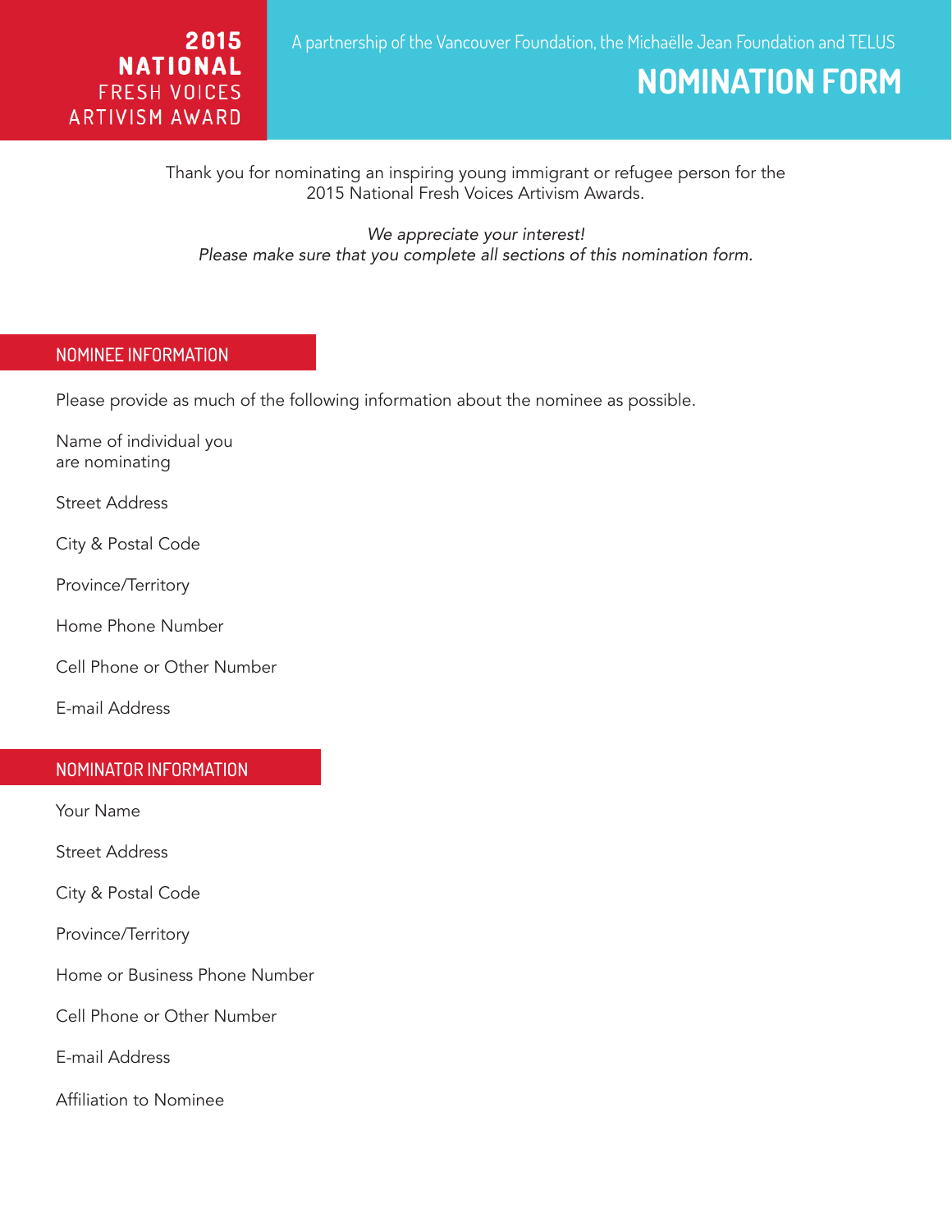**2015 NATIONAL**
FRESH VOICES
ARTIVISM AWARD

A partnership of the Vancouver Foundation, the Michaëlle Jean Foundation and TELUS

# NOMINATION FORM

Thank you for nominating an inspiring young immigrant or refugee person for the 2015 National Fresh Voices Artivism Awards.

*We appreciate your interest!*
*Please make sure that you complete all sections of this nomination form.*

## NOMINEE INFORMATION

Please provide as much of the following information about the nominee as possible.

Name of individual you are nominating

Street Address

City & Postal Code

Province/Territory

Home Phone Number

Cell Phone or Other Number

E-mail Address

## NOMINATOR INFORMATION

Your Name

Street Address

City & Postal Code

Province/Territory

Home or Business Phone Number

Cell Phone or Other Number

E-mail Address

Affiliation to Nominee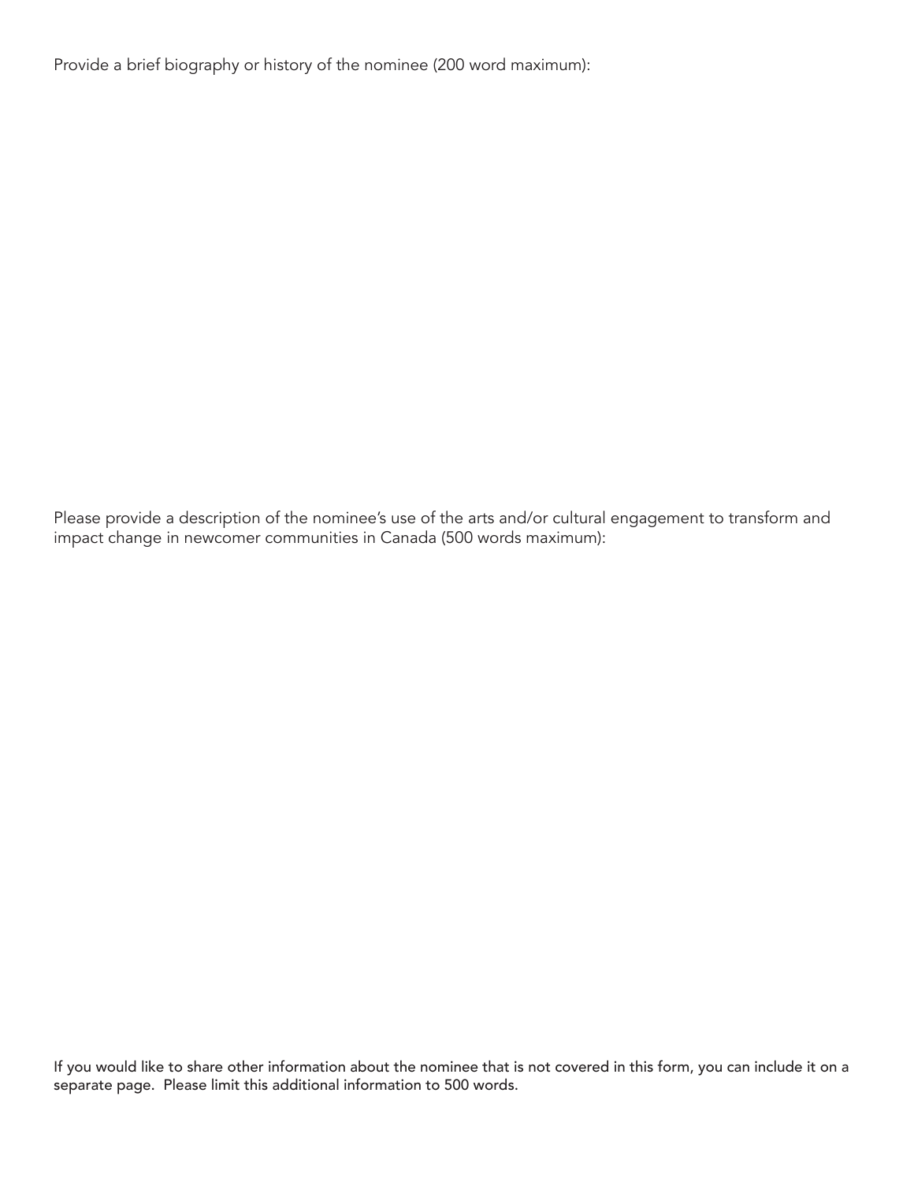Provide a brief biography or history of the nominee (200 word maximum):

Please provide a description of the nominee's use of the arts and/or cultural engagement to transform and impact change in newcomer communities in Canada (500 words maximum):

If you would like to share other information about the nominee that is not covered in this form, you can include it on a separate page. Please limit this additional information to 500 words.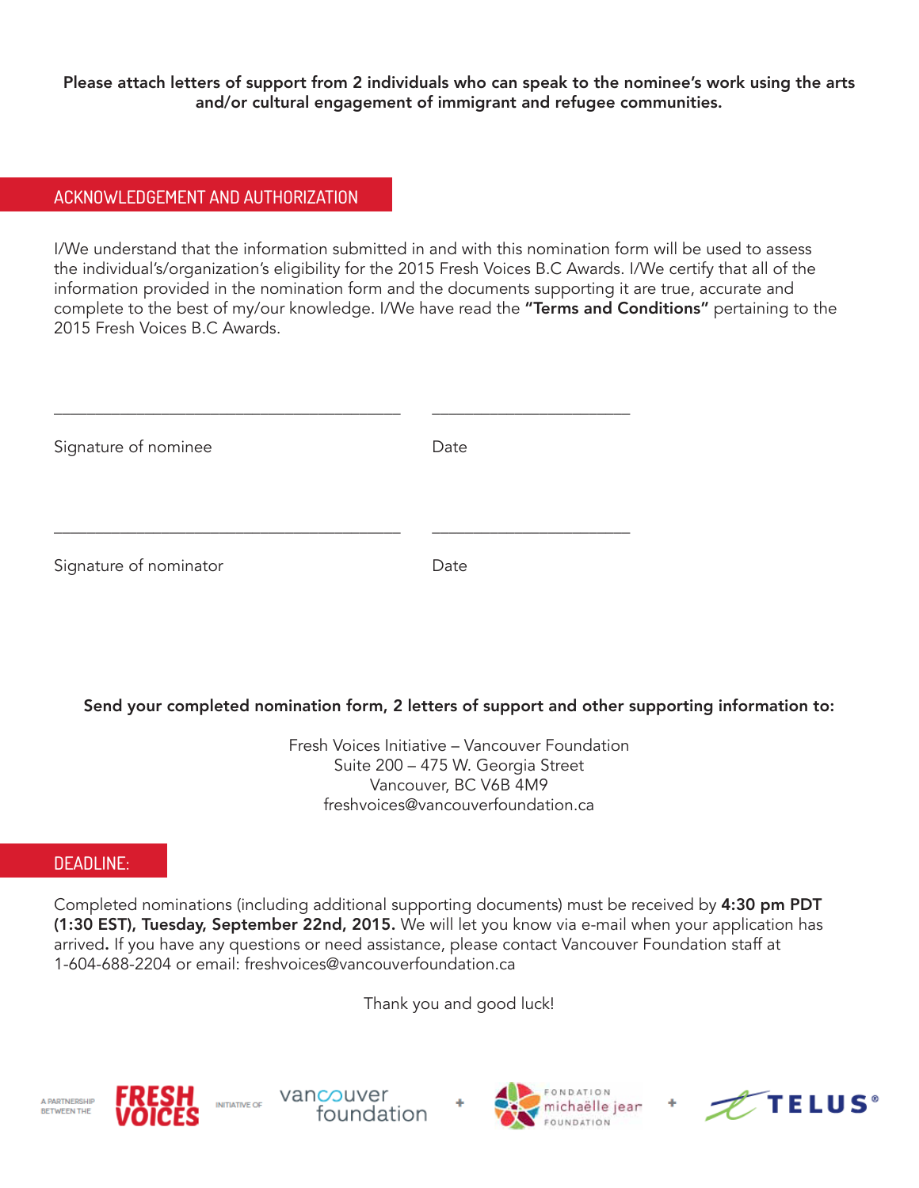**Please attach letters of support from 2 individuals who can speak to the nominee's work using the arts and/or cultural engagement of immigrant and refugee communities.**

## ACKNOWLEDGEMENT AND AUTHORIZATION

I/We understand that the information submitted in and with this nomination form will be used to assess the individual's/organization's eligibility for the 2015 Fresh Voices B.C Awards. I/We certify that all of the information provided in the nomination form and the documents supporting it are true, accurate and complete to the best of my/our knowledge. I/We have read the **"Terms and Conditions"** pertaining to the 2015 Fresh Voices B.C Awards.

_____________________________________________ _________________________

Signature of nominee Date

_____________________________________________ _________________________

Signature of nominator Date

**Send your completed nomination form, 2 letters of support and other supporting information to:**

Fresh Voices Initiative – Vancouver Foundation
Suite 200 – 475 W. Georgia Street
Vancouver, BC V6B 4M9
freshvoices@vancouverfoundation.ca

## DEADLINE:

Completed nominations (including additional supporting documents) must be received by **4:30 pm PDT (1:30 EST), Tuesday, September 22nd, 2015.** We will let you know via e-mail when your application has arrived**.** If you have any questions or need assistance, please contact Vancouver Foundation staff at 1-604-688-2204 or email: freshvoices@vancouverfoundation.ca

Thank you and good luck!

A PARTNERSHIP BETWEEN THE FRESH VOICES INITIATIVE OF vancouver foundation + FONDATION michaëlle jean FOUNDATION + TELUS®